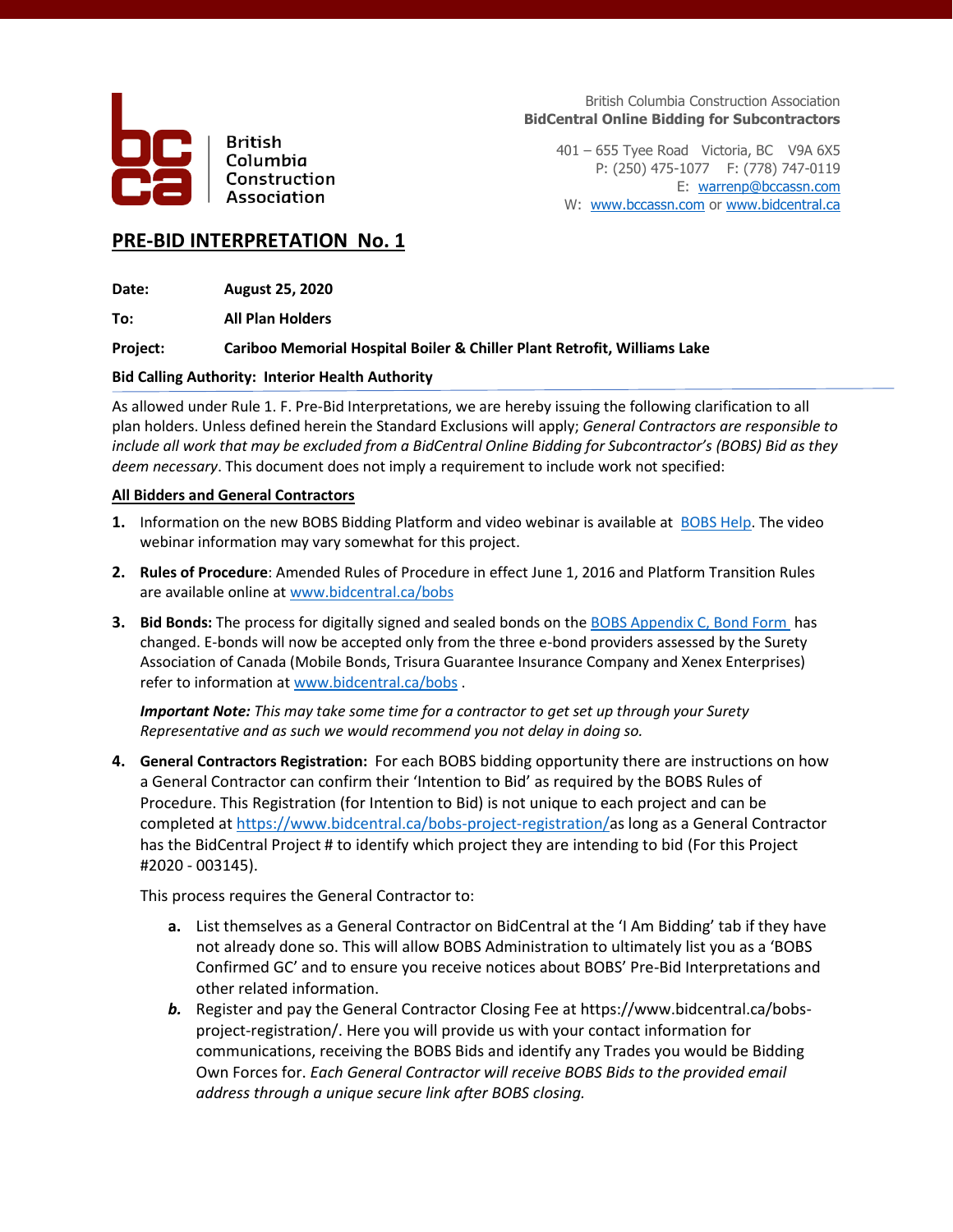British Columbia Construction Association

British Columbia Construction Association
**BidCentral Online Bidding for Subcontractors**

401 – 655 Tyee Road Victoria, BC V9A 6X5
P: (250) 475-1077 F: (778) 747-0119
E: warrenp@bccassn.com
W: www.bccassn.com or www.bidcentral.ca

# PRE-BID INTERPRETATION No. 1

**Date:** **August 25, 2020**

**To:** **All Plan Holders**

**Project:** **Cariboo Memorial Hospital Boiler & Chiller Plant Retrofit, Williams Lake**

**Bid Calling Authority: Interior Health Authority**

As allowed under Rule 1. F. Pre-Bid Interpretations, we are hereby issuing the following clarification to all plan holders. Unless defined herein the Standard Exclusions will apply; *General Contractors are responsible to include all work that may be excluded from a BidCentral Online Bidding for Subcontractor's (BOBS) Bid as they deem necessary*. This document does not imply a requirement to include work not specified:

**All Bidders and General Contractors**

1. Information on the new BOBS Bidding Platform and video webinar is available at BOBS Help. The video webinar information may vary somewhat for this project.
2. **Rules of Procedure**: Amended Rules of Procedure in effect June 1, 2016 and Platform Transition Rules are available online at www.bidcentral.ca/bobs
3. **Bid Bonds:** The process for digitally signed and sealed bonds on the BOBS Appendix C, Bond Form has changed. E-bonds will now be accepted only from the three e-bond providers assessed by the Surety Association of Canada (Mobile Bonds, Trisura Guarantee Insurance Company and Xenex Enterprises) refer to information at www.bidcentral.ca/bobs .

   ***Important Note:*** *This may take some time for a contractor to get set up through your Surety Representative and as such we would recommend you not delay in doing so.*

4. **General Contractors Registration:** For each BOBS bidding opportunity there are instructions on how a General Contractor can confirm their 'Intention to Bid' as required by the BOBS Rules of Procedure. This Registration (for Intention to Bid) is not unique to each project and can be completed at https://www.bidcentral.ca/bobs-project-registration/as long as a General Contractor has the BidCentral Project # to identify which project they are intending to bid (For this Project #2020 - 003145).

   This process requires the General Contractor to:

   a. List themselves as a General Contractor on BidCentral at the 'I Am Bidding' tab if they have not already done so. This will allow BOBS Administration to ultimately list you as a 'BOBS Confirmed GC' and to ensure you receive notices about BOBS' Pre-Bid Interpretations and other related information.
   b. Register and pay the General Contractor Closing Fee at https://www.bidcentral.ca/bobs-project-registration/. Here you will provide us with your contact information for communications, receiving the BOBS Bids and identify any Trades you would be Bidding Own Forces for. *Each General Contractor will receive BOBS Bids to the provided email address through a unique secure link after BOBS closing.*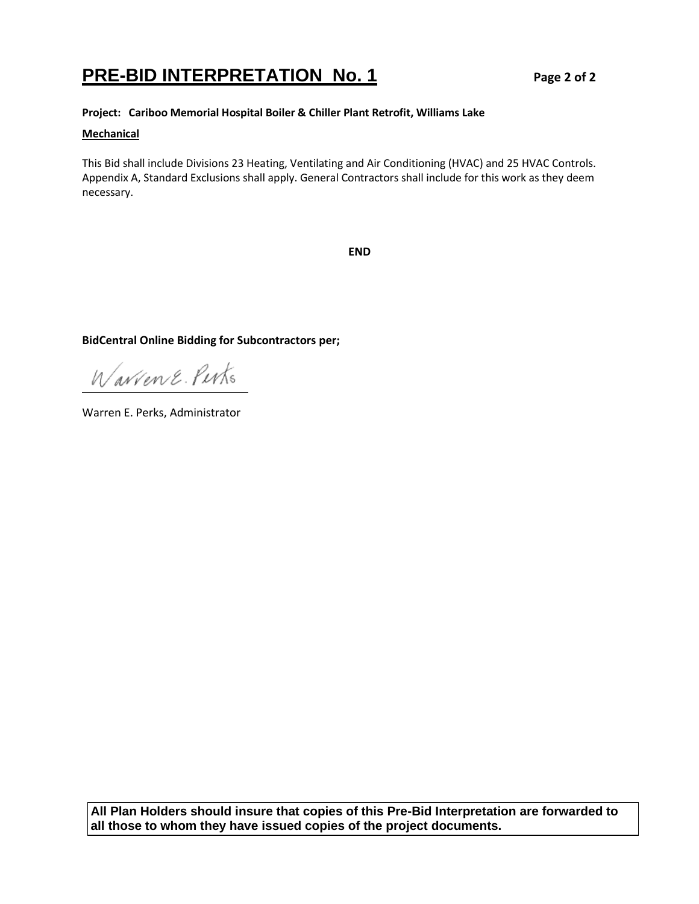# PRE-BID INTERPRETATION No. 1

**Project: Cariboo Memorial Hospital Boiler & Chiller Plant Retrofit, Williams Lake**

**Mechanical**

This Bid shall include Divisions 23 Heating, Ventilating and Air Conditioning (HVAC) and 25 HVAC Controls. Appendix A, Standard Exclusions shall apply. General Contractors shall include for this work as they deem necessary.

**END**

**BidCentral Online Bidding for Subcontractors per;**

Warren E. Perks

Warren E. Perks, Administrator

**All Plan Holders should insure that copies of this Pre-Bid Interpretation are forwarded to all those to whom they have issued copies of the project documents.**